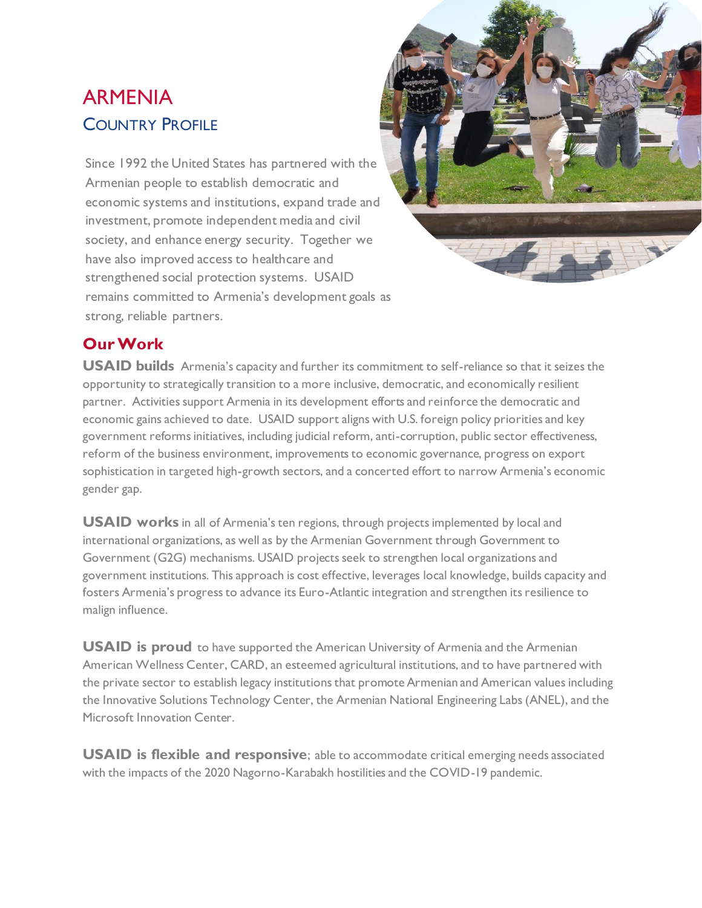# ARMENIA

## COUNTRY PROFILE

Since 1992 the United States has partnered with the Armenian people to establish democratic and economic systems and institutions, expand trade and investment, promote independent media and civil society, and enhance energy security. Together we have also improved access to healthcare and strengthened social protection systems. USAID remains committed to Armenia's development goals as strong, reliable partners.

## Our Work

**USAID builds** Armenia's capacity and further its commitment to self-reliance so that it seizes the opportunity to strategically transition to a more inclusive, democratic, and economically resilient partner. Activities support Armenia in its development efforts and reinforce the democratic and economic gains achieved to date. USAID support aligns with U.S. foreign policy priorities and key government reforms initiatives, including judicial reform, anti-corruption, public sector effectiveness, reform of the business environment, improvements to economic governance, progress on export sophistication in targeted high-growth sectors, and a concerted effort to narrow Armenia's economic gender gap.

**USAID works** in all of Armenia's ten regions, through projects implemented by local and international organizations, as well as by the Armenian Government through Government to Government (G2G) mechanisms. USAID projects seek to strengthen local organizations and government institutions. This approach is cost effective, leverages local knowledge, builds capacity and fosters Armenia's progress to advance its Euro-Atlantic integration and strengthen its resilience to malign influence.

**USAID is proud** to have supported the American University of Armenia and the Armenian American Wellness Center, CARD, an esteemed agricultural institutions, and to have partnered with the private sector to establish legacy institutions that promote Armenian and American values including the Innovative Solutions Technology Center, the Armenian National Engineering Labs (ANEL), and the Microsoft Innovation Center.

**USAID is flexible and responsive**; able to accommodate critical emerging needs associated with the impacts of the 2020 Nagorno-Karabakh hostilities and the COVID-19 pandemic.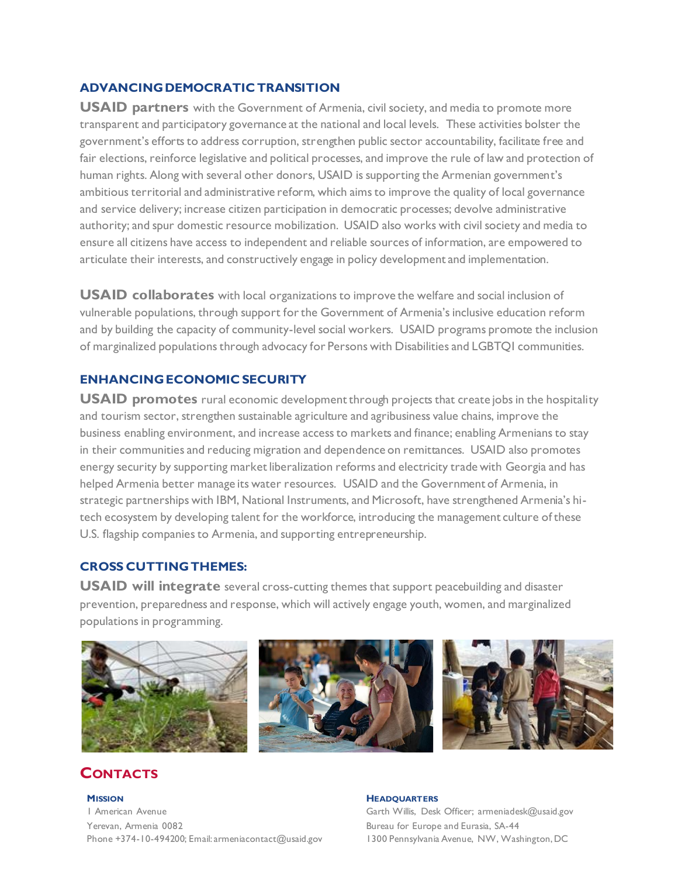## ADVANCING DEMOCRATIC TRANSITION

**USAID partners** with the Government of Armenia, civil society, and media to promote more transparent and participatory governance at the national and local levels. These activities bolster the government's efforts to address corruption, strengthen public sector accountability, facilitate free and fair elections, reinforce legislative and political processes, and improve the rule of law and protection of human rights. Along with several other donors, USAID is supporting the Armenian government's ambitious territorial and administrative reform, which aims to improve the quality of local governance and service delivery; increase citizen participation in democratic processes; devolve administrative authority; and spur domestic resource mobilization. USAID also works with civil society and media to ensure all citizens have access to independent and reliable sources of information, are empowered to articulate their interests, and constructively engage in policy development and implementation.

**USAID collaborates** with local organizations to improve the welfare and social inclusion of vulnerable populations, through support for the Government of Armenia's inclusive education reform and by building the capacity of community-level social workers. USAID programs promote the inclusion of marginalized populations through advocacy for Persons with Disabilities and LGBTQI communities.

## ENHANCING ECONOMIC SECURITY

**USAID promotes** rural economic development through projects that create jobs in the hospitality and tourism sector, strengthen sustainable agriculture and agribusiness value chains, improve the business enabling environment, and increase access to markets and finance; enabling Armenians to stay in their communities and reducing migration and dependence on remittances. USAID also promotes energy security by supporting market liberalization reforms and electricity trade with Georgia and has helped Armenia better manage its water resources. USAID and the Government of Armenia, in strategic partnerships with IBM, National Instruments, and Microsoft, have strengthened Armenia's hi-tech ecosystem by developing talent for the workforce, introducing the management culture of these U.S. flagship companies to Armenia, and supporting entrepreneurship.

## CROSS CUTTING THEMES:

**USAID will integrate** several cross-cutting themes that support peacebuilding and disaster prevention, preparedness and response, which will actively engage youth, women, and marginalized populations in programming.

## CONTACTS

**MISSION**
1 American Avenue
Yerevan, Armenia 0082
Phone +374-10-494200; Email: armeniacontact@usaid.gov

**HEADQUARTERS**
Garth Willis, Desk Officer; armeniadesk@usaid.gov
Bureau for Europe and Eurasia, SA-44
1300 Pennsylvania Avenue, NW, Washington, DC